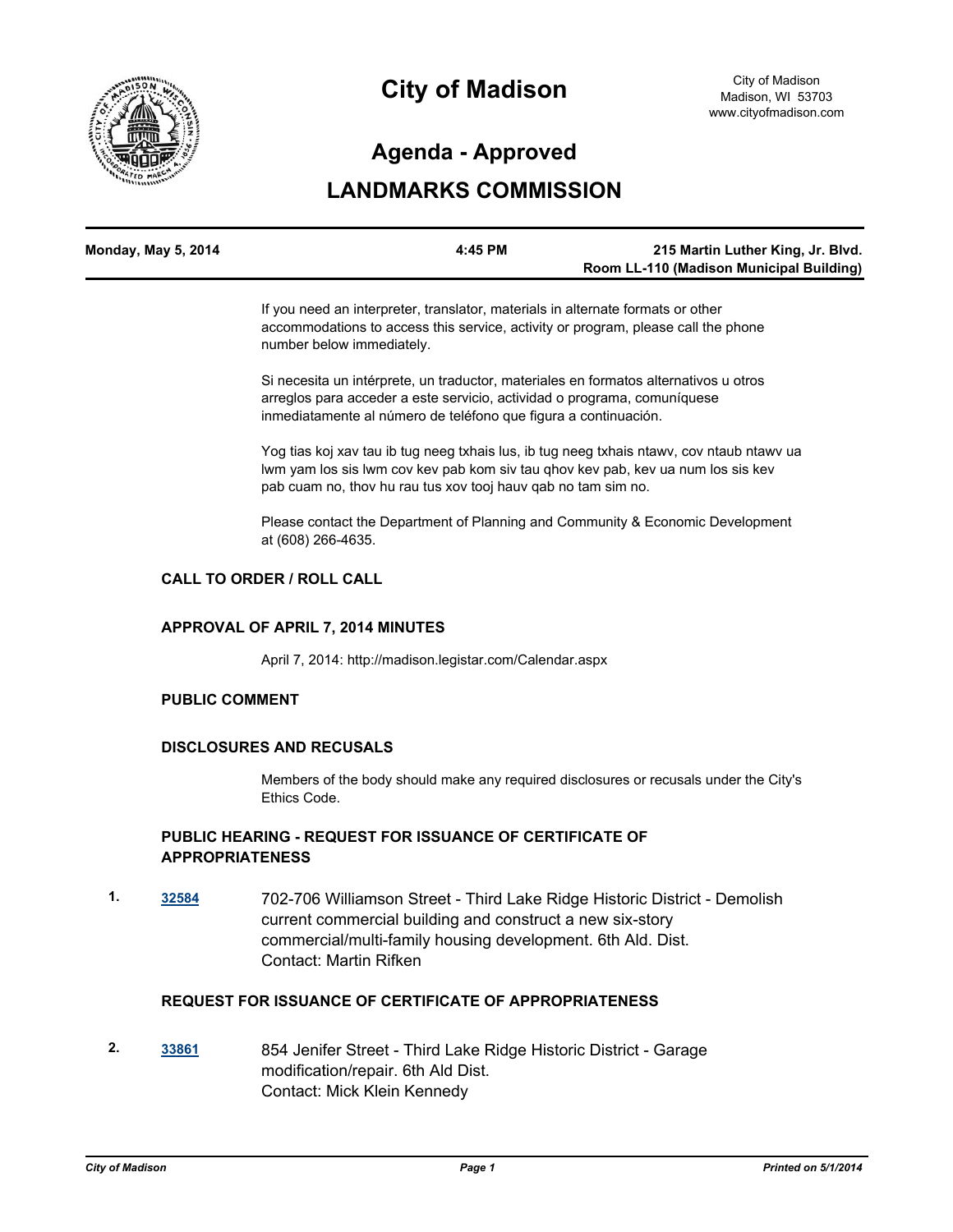# City of Madison

City of Madison
Madison, WI 53703
www.cityofmadison.com

## Agenda - Approved

## LANDMARKS COMMISSION

| Monday, May 5, 2014 | 4:45 PM | 215 Martin Luther King, Jr. Blvd. Room LL-110 (Madison Municipal Building) |
|---|---|---|

If you need an interpreter, translator, materials in alternate formats or other accommodations to access this service, activity or program, please call the phone number below immediately.

Si necesita un intérprete, un traductor, materiales en formatos alternativos u otros arreglos para acceder a este servicio, actividad o programa, comuníquese inmediatamente al número de teléfono que figura a continuación.

Yog tias koj xav tau ib tug neeg txhais lus, ib tug neeg txhais ntawv, cov ntaub ntawv ua lwm yam los sis lwm cov kev pab kom siv tau qhov kev pab, kev ua num los sis kev pab cuam no, thov hu rau tus xov tooj hauv qab no tam sim no.

Please contact the Department of Planning and Community & Economic Development at (608) 266-4635.

### CALL TO ORDER / ROLL CALL

### APPROVAL OF APRIL 7, 2014 MINUTES

April 7, 2014: http://madison.legistar.com/Calendar.aspx

### PUBLIC COMMENT

### DISCLOSURES AND RECUSALS

Members of the body should make any required disclosures or recusals under the City's Ethics Code.

### PUBLIC HEARING - REQUEST FOR ISSUANCE OF CERTIFICATE OF APPROPRIATENESS

1. **32584** 702-706 Williamson Street - Third Lake Ridge Historic District - Demolish current commercial building and construct a new six-story commercial/multi-family housing development. 6th Ald. Dist.
   Contact: Martin Rifken

### REQUEST FOR ISSUANCE OF CERTIFICATE OF APPROPRIATENESS

2. **33861** 854 Jenifer Street - Third Lake Ridge Historic District - Garage modification/repair. 6th Ald Dist.
   Contact: Mick Klein Kennedy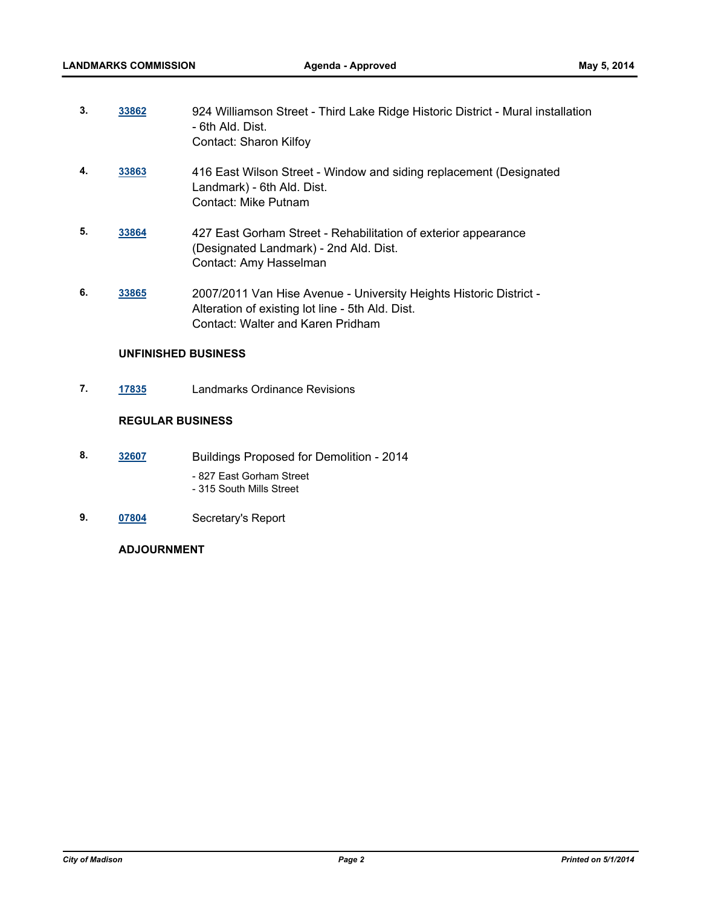3. **33862** 924 Williamson Street - Third Lake Ridge Historic District - Mural installation - 6th Ald. Dist.
   Contact: Sharon Kilfoy

4. **33863** 416 East Wilson Street - Window and siding replacement (Designated Landmark) - 6th Ald. Dist.
   Contact: Mike Putnam

5. **33864** 427 East Gorham Street - Rehabilitation of exterior appearance (Designated Landmark) - 2nd Ald. Dist.
   Contact: Amy Hasselman

6. **33865** 2007/2011 Van Hise Avenue - University Heights Historic District - Alteration of existing lot line - 5th Ald. Dist.
   Contact: Walter and Karen Pridham

**UNFINISHED BUSINESS**

7. **17835** Landmarks Ordinance Revisions

**REGULAR BUSINESS**

8. **32607** Buildings Proposed for Demolition - 2014
   - 827 East Gorham Street
   - 315 South Mills Street

9. **07804** Secretary's Report

**ADJOURNMENT**